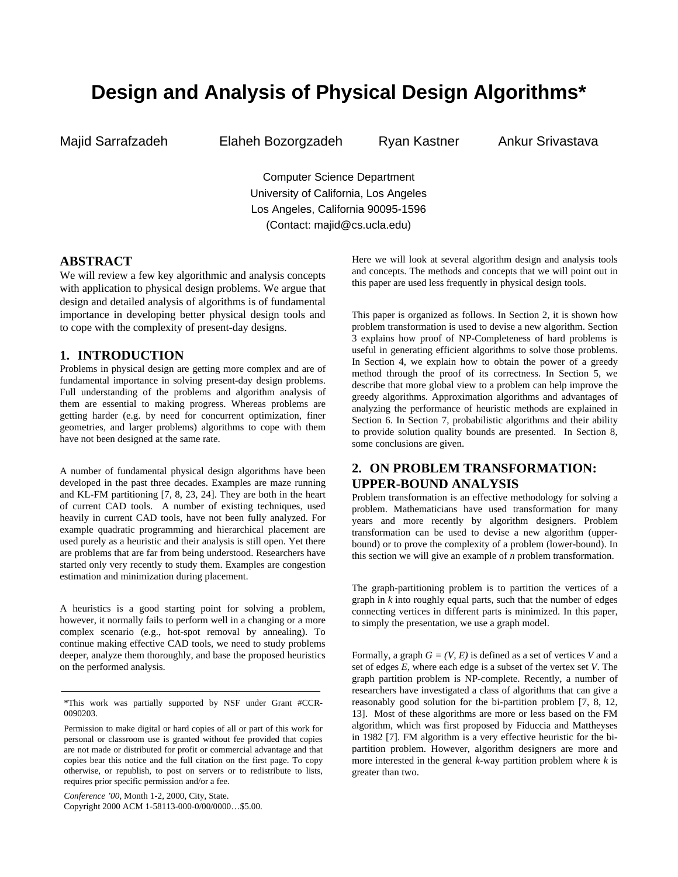# Design and Analysis of Physical Design Algorithms*

Majid Sarrafzadeh    Elaheh Bozorgzadeh    Ryan Kastner    Ankur Srivastava

Computer Science Department
University of California, Los Angeles
Los Angeles, California 90095-1596
(Contact: majid@cs.ucla.edu)

## ABSTRACT

We will review a few key algorithmic and analysis concepts with application to physical design problems. We argue that design and detailed analysis of algorithms is of fundamental importance in developing better physical design tools and to cope with the complexity of present-day designs.

## 1. INTRODUCTION

Problems in physical design are getting more complex and are of fundamental importance in solving present-day design problems. Full understanding of the problems and algorithm analysis of them are essential to making progress. Whereas problems are getting harder (e.g. by need for concurrent optimization, finer geometries, and larger problems) algorithms to cope with them have not been designed at the same rate.

A number of fundamental physical design algorithms have been developed in the past three decades. Examples are maze running and KL-FM partitioning [7, 8, 23, 24]. They are both in the heart of current CAD tools. A number of existing techniques, used heavily in current CAD tools, have not been fully analyzed. For example quadratic programming and hierarchical placement are used purely as a heuristic and their analysis is still open. Yet there are problems that are far from being understood. Researchers have started only very recently to study them. Examples are congestion estimation and minimization during placement.

A heuristics is a good starting point for solving a problem, however, it normally fails to perform well in a changing or a more complex scenario (e.g., hot-spot removal by annealing). To continue making effective CAD tools, we need to study problems deeper, analyze them thoroughly, and base the proposed heuristics on the performed analysis.

*This work was partially supported by NSF under Grant #CCR-0090203.

Permission to make digital or hard copies of all or part of this work for personal or classroom use is granted without fee provided that copies are not made or distributed for profit or commercial advantage and that copies bear this notice and the full citation on the first page. To copy otherwise, or republish, to post on servers or to redistribute to lists, requires prior specific permission and/or a fee.

*Conference '00*, Month 1-2, 2000, City, State.
Copyright 2000 ACM 1-58113-000-0/00/0000…$5.00.

Here we will look at several algorithm design and analysis tools and concepts. The methods and concepts that we will point out in this paper are used less frequently in physical design tools.

This paper is organized as follows. In Section 2, it is shown how problem transformation is used to devise a new algorithm. Section 3 explains how proof of NP-Completeness of hard problems is useful in generating efficient algorithms to solve those problems. In Section 4, we explain how to obtain the power of a greedy method through the proof of its correctness. In Section 5, we describe that more global view to a problem can help improve the greedy algorithms. Approximation algorithms and advantages of analyzing the performance of heuristic methods are explained in Section 6. In Section 7, probabilistic algorithms and their ability to provide solution quality bounds are presented. In Section 8, some conclusions are given.

## 2. ON PROBLEM TRANSFORMATION: UPPER-BOUND ANALYSIS

Problem transformation is an effective methodology for solving a problem. Mathematicians have used transformation for many years and more recently by algorithm designers. Problem transformation can be used to devise a new algorithm (upper-bound) or to prove the complexity of a problem (lower-bound). In this section we will give an example of *n* problem transformation.

The graph-partitioning problem is to partition the vertices of a graph in *k* into roughly equal parts, such that the number of edges connecting vertices in different parts is minimized. In this paper, to simply the presentation, we use a graph model.

Formally, a graph $G = (V, E)$ is defined as a set of vertices *V* and a set of edges *E*, where each edge is a subset of the vertex set *V*. The graph partition problem is NP-complete. Recently, a number of researchers have investigated a class of algorithms that can give a reasonably good solution for the bi-partition problem [7, 8, 12, 13]. Most of these algorithms are more or less based on the FM algorithm, which was first proposed by Fiduccia and Mattheyses in 1982 [7]. FM algorithm is a very effective heuristic for the bi-partition problem. However, algorithm designers are more and more interested in the general *k*-way partition problem where *k* is greater than two.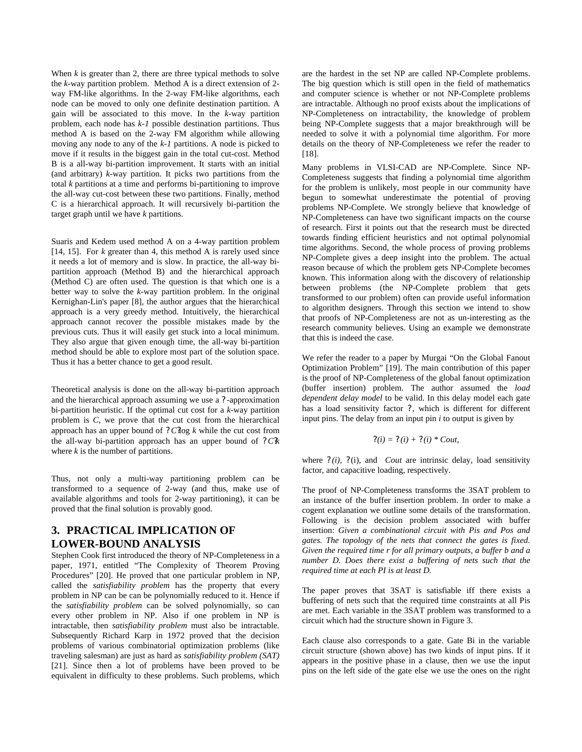When *k* is greater than 2, there are three typical methods to solve the *k*-way partition problem. Method A is a direct extension of 2-way FM-like algorithms. In the 2-way FM-like algorithms, each node can be moved to only one definite destination partition. A gain will be associated to this move. In the *k*-way partition problem, each node has *k-1* possible destination partitions. Thus method A is based on the 2-way FM algorithm while allowing moving any node to any of the *k-1* partitions. A node is picked to move if it results in the biggest gain in the total cut-cost. Method B is a all-way bi-partition improvement. It starts with an initial (and arbitrary) *k*-way partition. It picks two partitions from the total *k* partitions at a time and performs bi-partitioning to improve the all-way cut-cost between these two partitions. Finally, method C is a hierarchical approach. It will recursively bi-partition the target graph until we have *k* partitions.

Suaris and Kedem used method A on a 4-way partition problem [14, 15]. For *k* greater than 4, this method A is rarely used since it needs a lot of memory and is slow. In practice, the all-way bi-partition approach (Method B) and the hierarchical approach (Method C) are often used. The question is that which one is a better way to solve the *k*-way partition problem. In the original Kernighan-Lin's paper [8], the author argues that the hierarchical approach is a very greedy method. Intuitively, the hierarchical approach cannot recover the possible mistakes made by the previous cuts. Thus it will easily get stuck into a local minimum. They also argue that given enough time, the all-way bi-partition method should be able to explore most part of the solution space. Thus it has a better chance to get a good result.

Theoretical analysis is done on the all-way bi-partition approach and the hierarchical approach assuming we use a ?-approximation bi-partition heuristic. If the optimal cut cost for a *k*-way partition problem is *C*, we prove that the cut cost from the hierarchical approach has an upper bound of ?*C*?log *k* while the cut cost from the all-way bi-partition approach has an upper bound of ?*C*?*k* where *k* is the number of partitions.

Thus, not only a multi-way partitioning problem can be transformed to a sequence of 2-way (and thus, make use of available algorithms and tools for 2-way partitioning), it can be proved that the final solution is provably good.

## 3. PRACTICAL IMPLICATION OF LOWER-BOUND ANALYSIS

Stephen Cook first introduced the theory of NP-Completeness in a paper, 1971, entitled "The Complexity of Theorem Proving Procedures" [20]. He proved that one particular problem in NP, called the *satisfiability problem* has the property that every problem in NP can be can be polynomially reduced to it. Hence if the *satisfiability problem* can be solved polynomially, so can every other problem in NP. Also if one problem in NP is intractable, then *satisfiability problem* must also be intractable. Subsequently Richard Karp in 1972 proved that the decision problems of various combinatorial optimization problems (like traveling salesman) are just as hard as *satisfiability problem (SAT)* [21]. Since then a lot of problems have been proved to be equivalent in difficulty to these problems. Such problems, which are the hardest in the set NP are called NP-Complete problems. The big question which is still open in the field of mathematics and computer science is whether or not NP-Complete problems are intractable. Although no proof exists about the implications of NP-Completeness on intractability, the knowledge of problem being NP-Complete suggests that a major breakthrough will be needed to solve it with a polynomial time algorithm. For more details on the theory of NP-Completeness we refer the reader to [18].

Many problems in VLSI-CAD are NP-Complete. Since NP-Completeness suggests that finding a polynomial time algorithm for the problem is unlikely, most people in our community have begun to somewhat underestimate the potential of proving problems NP-Complete. We strongly believe that knowledge of NP-Completeness can have two significant impacts on the course of research. First it points out that the research must be directed towards finding efficient heuristics and not optimal polynomial time algorithms. Second, the whole process of proving problems NP-Complete gives a deep insight into the problem. The actual reason because of which the problem gets NP-Complete becomes known. This information along with the discovery of relationship between problems (the NP-Complete problem that gets transformed to our problem) often can provide useful information to algorithm designers. Through this section we intend to show that proofs of NP-Completeness are not as un-interesting as the research community believes. Using an example we demonstrate that this is indeed the case.

We refer the reader to a paper by Murgai "On the Global Fanout Optimization Problem" [19]. The main contribution of this paper is the proof of NP-Completeness of the global fanout optimization (buffer insertion) problem. The author assumed the *load dependent delay model* to be valid. In this delay model each gate has a load sensitivity factor ?, which is different for different input pins. The delay from an input pin *i* to output is given by

?*(i)* = ?*(i)* + ?*(i)* \* *Cout*,

where ?*(i)*, ?(i), and *Cout* are intrinsic delay, load sensitivity factor, and capacitive loading, respectively.

The proof of NP-Completeness transforms the 3SAT problem to an instance of the buffer insertion problem. In order to make a cogent explanation we outline some details of the transformation. Following is the decision problem associated with buffer insertion: *Given a combinational circuit with Pis and Pos and gates. The topology of the nets that connect the gates is fixed. Given the required time r for all primary outputs, a buffer b and a number D. Does there exist a buffering of nets such that the required time at each PI is at least D.*

The paper proves that 3SAT is satisfiable iff there exists a buffering of nets such that the required time constraints at all Pis are met. Each variable in the 3SAT problem was transformed to a circuit which had the structure shown in Figure 3.

Each clause also corresponds to a gate. Gate Bi in the variable circuit structure (shown above) has two kinds of input pins. If it appears in the positive phase in a clause, then we use the input pins on the left side of the gate else we use the ones on the right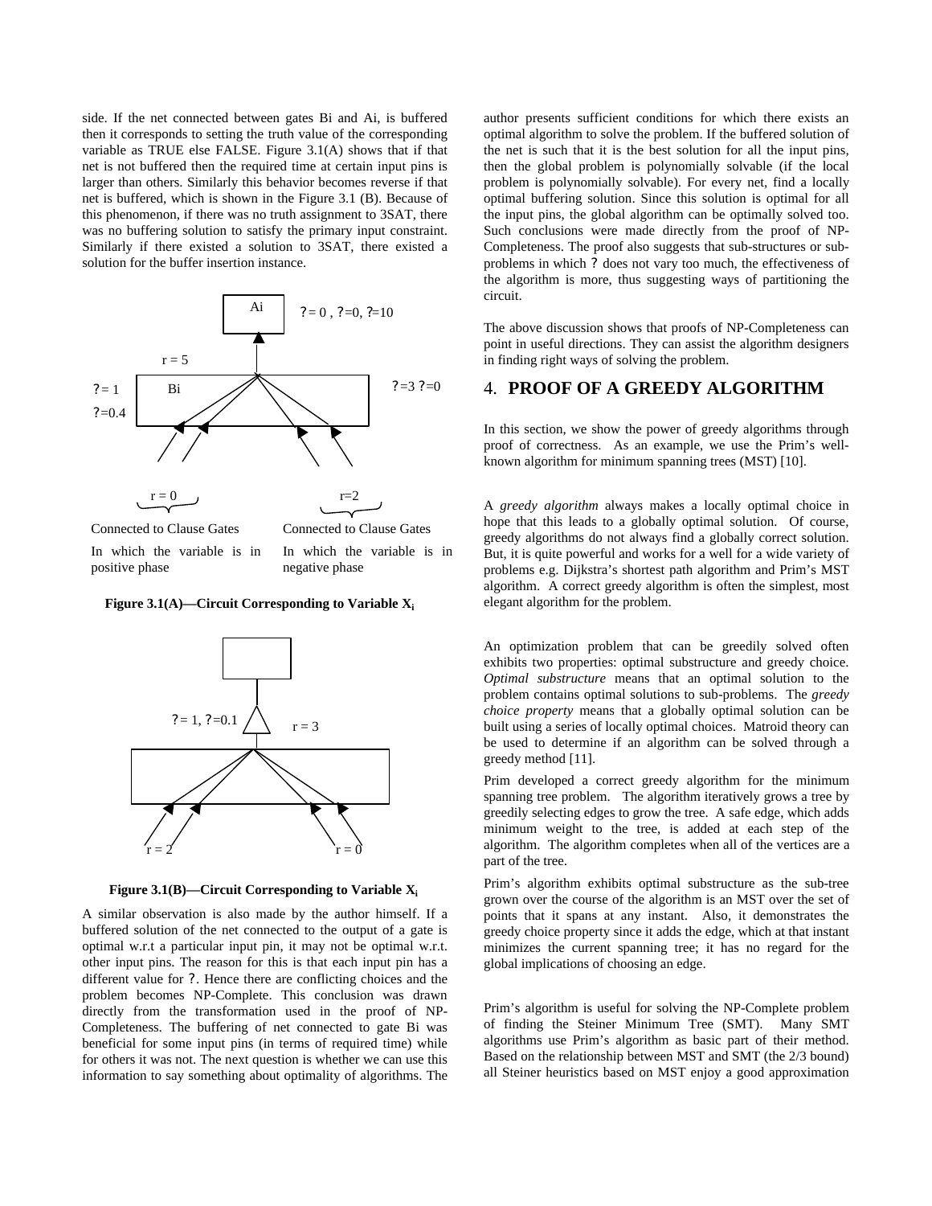side. If the net connected between gates Bi and Ai, is buffered then it corresponds to setting the truth value of the corresponding variable as TRUE else FALSE. Figure 3.1(A) shows that if that net is not buffered then the required time at certain input pins is larger than others. Similarly this behavior becomes reverse if that net is buffered, which is shown in the Figure 3.1 (B). Because of this phenomenon, if there was no truth assignment to 3SAT, there was no buffering solution to satisfy the primary input constraint. Similarly if there existed a solution to 3SAT, there existed a solution for the buffer insertion instance.

Ai ? = 0 , ?=0, ?=10

r = 5

?= 1 Bi ?=3 ?=0

?=0.4

r = 0 r=2

Connected to Clause Gates In which the variable is in positive phase

Connected to Clause Gates In which the variable is in negative phase

**Figure 3.1(A)—Circuit Corresponding to Variable $X_i$**

?= 1, ?=0.1 r = 3

r = 2 r = 0

**Figure 3.1(B)—Circuit Corresponding to Variable $X_i$**

A similar observation is also made by the author himself. If a buffered solution of the net connected to the output of a gate is optimal w.r.t a particular input pin, it may not be optimal w.r.t. other input pins. The reason for this is that each input pin has a different value for ?. Hence there are conflicting choices and the problem becomes NP-Complete. This conclusion was drawn directly from the transformation used in the proof of NP-Completeness. The buffering of net connected to gate Bi was beneficial for some input pins (in terms of required time) while for others it was not. The next question is whether we can use this information to say something about optimality of algorithms. The author presents sufficient conditions for which there exists an optimal algorithm to solve the problem. If the buffered solution of the net is such that it is the best solution for all the input pins, then the global problem is polynomially solvable (if the local problem is polynomially solvable). For every net, find a locally optimal buffering solution. Since this solution is optimal for all the input pins, the global algorithm can be optimally solved too. Such conclusions were made directly from the proof of NP-Completeness. The proof also suggests that sub-structures or sub-problems in which ? does not vary too much, the effectiveness of the algorithm is more, thus suggesting ways of partitioning the circuit.

The above discussion shows that proofs of NP-Completeness can point in useful directions. They can assist the algorithm designers in finding right ways of solving the problem.

## 4. PROOF OF A GREEDY ALGORITHM

In this section, we show the power of greedy algorithms through proof of correctness. As an example, we use the Prim's well-known algorithm for minimum spanning trees (MST) [10].

A *greedy algorithm* always makes a locally optimal choice in hope that this leads to a globally optimal solution. Of course, greedy algorithms do not always find a globally correct solution. But, it is quite powerful and works for a well for a wide variety of problems e.g. Dijkstra's shortest path algorithm and Prim's MST algorithm. A correct greedy algorithm is often the simplest, most elegant algorithm for the problem.

An optimization problem that can be greedily solved often exhibits two properties: optimal substructure and greedy choice. *Optimal substructure* means that an optimal solution to the problem contains optimal solutions to sub-problems. The *greedy choice property* means that a globally optimal solution can be built using a series of locally optimal choices. Matroid theory can be used to determine if an algorithm can be solved through a greedy method [11].

Prim developed a correct greedy algorithm for the minimum spanning tree problem. The algorithm iteratively grows a tree by greedily selecting edges to grow the tree. A safe edge, which adds minimum weight to the tree, is added at each step of the algorithm. The algorithm completes when all of the vertices are a part of the tree.

Prim's algorithm exhibits optimal substructure as the sub-tree grown over the course of the algorithm is an MST over the set of points that it spans at any instant. Also, it demonstrates the greedy choice property since it adds the edge, which at that instant minimizes the current spanning tree; it has no regard for the global implications of choosing an edge.

Prim's algorithm is useful for solving the NP-Complete problem of finding the Steiner Minimum Tree (SMT). Many SMT algorithms use Prim's algorithm as basic part of their method. Based on the relationship between MST and SMT (the 2/3 bound) all Steiner heuristics based on MST enjoy a good approximation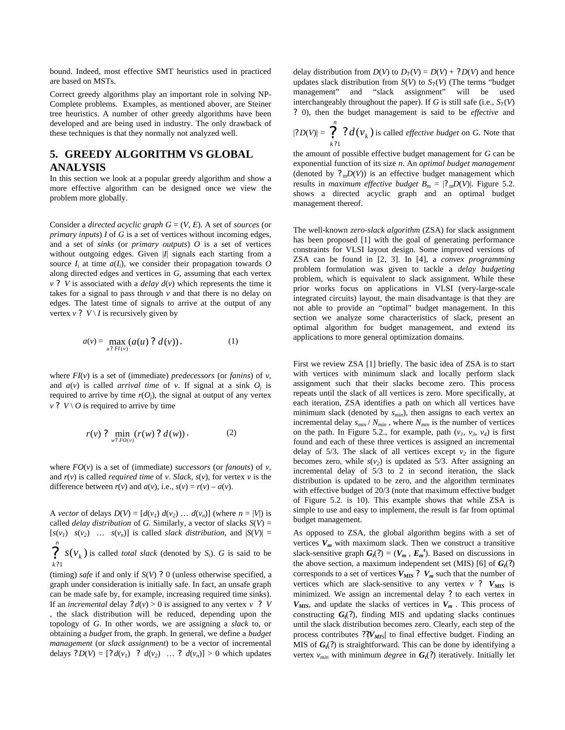bound. Indeed, most effective SMT heuristics used in practiced are based on MSTs.

Correct greedy algorithms play an important role in solving NP-Complete problems. Examples, as mentioned abover, are Steiner tree heuristics. A number of other greedy algorithms have been developed and are being used in industry. The only drawback of these techniques is that they normally not analyzed well.

## 5. GREEDY ALGORITHM VS GLOBAL ANALYSIS

In this section we look at a popular greedy algorithm and show a more effective algorithm can be designed once we view the problem more globally.

Consider a *directed acyclic graph* $G = (V, E)$. A set of *sources* (or *primary inputs*) $I$ of $G$ is a set of vertices without incoming edges, and a set of *sinks* (or *primary outputs*) $O$ is a set of vertices without outgoing edges. Given $|I|$ signals each starting from a source $I_i$ at time $a(I_i)$, we consider their propagation towards $O$ along directed edges and vertices in $G$, assuming that each vertex $v \in V$ is associated with a *delay* $d(v)$ which represents the time it takes for a signal to pass through $v$ and that there is no delay on edges. The latest time of signals to arrive at the output of any vertex $v \in V \setminus I$ is recursively given by

$$a(v) = \max_{u \in FI(v)} (a(u) + d(v)), \qquad (1)$$

where $FI(v)$ is a set of (immediate) *predecessors* (or *fanins*) of $v$, and $a(v)$ is called *arrival time* of $v$. If signal at a sink $O_j$ is required to arrive by time $r(O_j)$, the signal at output of any vertex $v \in V \setminus O$ is required to arrive by time

$$r(v) = \min_{w \in FO(v)} (r(w) - d(w)), \qquad (2)$$

where $FO(v)$ is a set of (immediate) *successors* (or *fanouts*) of $v$, and $r(v)$ is called *required time* of $v$. *Slack*, $s(v)$, for vertex $v$ is the difference between $r(v)$ and $a(v)$, i.e., $s(v) = r(v) - a(v)$.

A *vector* of delays $D(V) = [d(v_1)\ d(v_2)\ \ldots\ d(v_n)]$ (where $n = |V|$) is called *delay distribution* of $G$. Similarly, a vector of slacks $S(V) = [s(v_1)\ \ s(v_2)\ \ \ldots\ \ s(v_n)]$ is called *slack distribution*, and $|S(V)| = \sum_{k=1}^{n} s(v_k)$ is called *total slack* (denoted by $S_t$). $G$ is said to be (timing) *safe* if and only if $S(V) \geq 0$ (unless otherwise specified, a graph under consideration is initially safe. In fact, an unsafe graph can be made safe by, for example, increasing required time sinks). If an *incremental* delay $\Delta d(v) > 0$ is assigned to any vertex $v \in V$, the slack distribution will be reduced, depending upon the topology of $G$. In other words, we are assigning a *slack* to, or obtaining a *budget* from, the graph. In general, we define a *budget management* (or *slack assignment*) to be a vector of incremental delays $\Delta D(V) = [\Delta d(v_1)\ \ \Delta d(v_2)\ \ \ldots\ \Delta d(v_n)] > 0$ which updates delay distribution from $D(V)$ to $D_\Delta(V) = D(V) + \Delta D(V)$ and hence updates slack distribution from $S(V)$ to $S_\Delta(V)$ (The terms "budget management" and "slack assignment" will be used interchangeably throughout the paper). If $G$ is still safe (i.e., $S_\Delta(V) \geq 0$), then the budget management is said to be *effective* and $|\Delta D(V)| = \sum_{k=1}^{n} \Delta d(v_k)$ is called *effective budget* on $G$. Note that the amount of possible effective budget management for $G$ can be exponential function of its size $n$. An *optimal budget management* (denoted by $\Delta_m D(V)$) is an effective budget management which results in *maximum effective budget* $B_m = |\Delta_m D(V)|$. Figure 5.2. shows a directed acyclic graph and an optimal budget management thereof.

The well-known *zero-slack algorithm* (ZSA) for slack assignment has been proposed [1] with the goal of generating performance constraints for VLSI layout design. Some improved versions of ZSA can be found in [2, 3]. In [4], a *convex programming* problem formulation was given to tackle a *delay budgeting* problem, which is equivalent to slack assignment. While these prior works focus on applications in VLSI (very-large-scale integrated circuits) layout, the main disadvantage is that they are not able to provide an "optimal" budget management. In this section we analyze some characteristics of slack, present an optimal algorithm for budget management, and extend its applications to more general optimization domains.

First we review ZSA [1] briefly. The basic idea of ZSA is to start with vertices with minimum slack and locally perform slack assignment such that their slacks become zero. This process repeats until the slack of all vertices is zero. More specifically, at each iteration, ZSA identifies a path on which all vertices have minimum slack (denoted by $s_{min}$), then assigns to each vertex an incremental delay $s_{min} / N_{min}$, where $N_{min}$ is the number of vertices on the path. In Figure 5.2., for example, path ($v_1$, $v_3$, $v_4$) is first found and each of these three vertices is assigned an incremental delay of 5/3. The slack of all vertices except $v_2$ in the figure becomes zero, while $s(v_2)$ is updated as 5/3. After assigning an incremental delay of 5/3 to 2 in second iteration, the slack distribution is updated to be zero, and the algorithm terminates with effective budget of 20/3 (note that maximum effective budget of Figure 5.2. is 10). This example shows that while ZSA is simple to use and easy to implement, the result is far from optimal budget management.

As opposed to ZSA, the global algorithm begins with a set of vertices $\boldsymbol{V_m}$ with maximum slack. Then we construct a transitive slack-sensitive graph $\boldsymbol{G_t}(\Delta) = (\boldsymbol{V_m}, \boldsymbol{E_m^t})$. Based on discussions in the above section, a maximum independent set (MIS) [6] of $\boldsymbol{G_t}(\Delta)$ corresponds to a set of vertices $\boldsymbol{V_{MIS}} \subseteq \boldsymbol{V_m}$ such that the number of vertices which are slack-sensitive to any vertex $v \in \boldsymbol{V_{MIS}}$ is minimized. We assign an incremental delay $\Delta$ to each vertex in $\boldsymbol{V_{MIS}}$, and update the slacks of vertices in $\boldsymbol{V_m}$. This process of constructing $\boldsymbol{G_t}(\Delta)$, finding MIS and updating slacks continues until the slack distribution becomes zero. Clearly, each step of the process contributes $\Delta|\boldsymbol{V_{MIS}}|$ to final effective budget. Finding an MIS of $\boldsymbol{G_t}(\Delta)$ is straightforward. This can be done by identifying a vertex $v_{min}$ with minimum *degree* in $\boldsymbol{G_t}(\Delta)$ iteratively. Initially let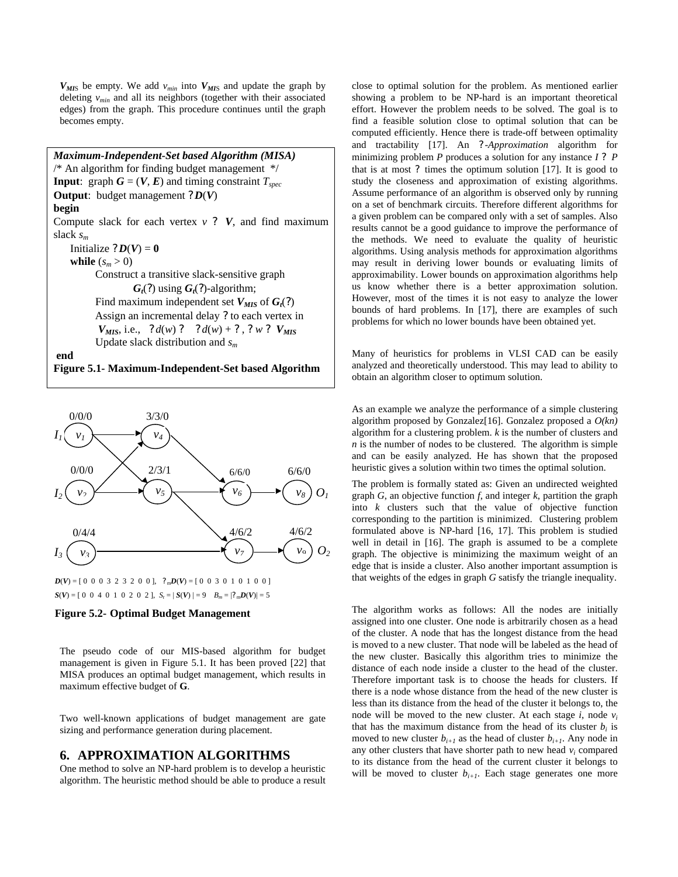$V_{MIS}$ be empty. We add $v_{min}$ into $V_{MIS}$ and update the graph by deleting $v_{min}$ and all its neighbors (together with their associated edges) from the graph. This procedure continues until the graph becomes empty.

---

***Maximum-Independent-Set based Algorithm (MISA)***

/* An algorithm for finding budget management */

**Input**: graph $G = (V, E)$ and timing constraint $T_{spec}$

**Output**: budget management ?$D(V)$

**begin**

Compute slack for each vertex $v$ ? $V$, and find maximum slack $s_m$

Initialize ?$D(V) = 0$

**while** ($s_m > 0$)

Construct a transitive slack-sensitive graph $G_t$(?) using $G_t$(?)-algorithm;

Find maximum independent set $V_{MIS}$ of $G_t$(?)

Assign an incremental delay ? to each vertex in $V_{MIS}$, i.e., ?$d(w)$ ? ?$d(w)$ + ?, ? $w$ ? $V_{MIS}$

Update slack distribution and $s_m$

**end**

**Figure 5.1- Maximum-Independent-Set based Algorithm**

---

$D(V)$ = [ 0 0 0 3 2 3 2 0 0 ], ?$_m D(V)$ = [ 0 0 3 0 1 0 1 0 0 ]

$S(V)$ = [ 0 0 4 0 1 0 2 0 2 ], $S_t$ = | $S(V)$ | = 9 $B_m$ = |?$_m D(V)$| = 5

**Figure 5.2- Optimal Budget Management**

The pseudo code of our MIS-based algorithm for budget management is given in Figure 5.1. It has been proved [22] that MISA produces an optimal budget management, which results in maximum effective budget of **G**.

Two well-known applications of budget management are gate sizing and performance generation during placement.

## 6. APPROXIMATION ALGORITHMS

One method to solve an NP-hard problem is to develop a heuristic algorithm. The heuristic method should be able to produce a result close to optimal solution for the problem. As mentioned earlier showing a problem to be NP-hard is an important theoretical effort. However the problem needs to be solved. The goal is to find a feasible solution close to optimal solution that can be computed efficiently. Hence there is trade-off between optimality and tractability [17]. An ?-*Approximation* algorithm for minimizing problem $P$ produces a solution for any instance $I$ ? $P$ that is at most ? times the optimum solution [17]. It is good to study the closeness and approximation of existing algorithms. Assume performance of an algorithm is observed only by running on a set of benchmark circuits. Therefore different algorithms for a given problem can be compared only with a set of samples. Also results cannot be a good guidance to improve the performance of the methods. We need to evaluate the quality of heuristic algorithms. Using analysis methods for approximation algorithms may result in deriving lower bounds or evaluating limits of approximability. Lower bounds on approximation algorithms help us know whether there is a better approximation solution. However, most of the times it is not easy to analyze the lower bounds of hard problems. In [17], there are examples of such problems for which no lower bounds have been obtained yet.

Many of heuristics for problems in VLSI CAD can be easily analyzed and theoretically understood. This may lead to ability to obtain an algorithm closer to optimum solution.

As an example we analyze the performance of a simple clustering algorithm proposed by Gonzalez[16]. Gonzalez proposed a $O(kn)$ algorithm for a clustering problem. $k$ is the number of clusters and $n$ is the number of nodes to be clustered. The algorithm is simple and can be easily analyzed. He has shown that the proposed heuristic gives a solution within two times the optimal solution.

The problem is formally stated as: Given an undirected weighted graph $G$, an objective function $f$, and integer $k$, partition the graph into $k$ clusters such that the value of objective function corresponding to the partition is minimized. Clustering problem formulated above is NP-hard [16, 17]. This problem is studied well in detail in [16]. The graph is assumed to be a complete graph. The objective is minimizing the maximum weight of an edge that is inside a cluster. Also another important assumption is that weights of the edges in graph $G$ satisfy the triangle inequality.

The algorithm works as follows: All the nodes are initially assigned into one cluster. One node is arbitrarily chosen as a head of the cluster. A node that has the longest distance from the head is moved to a new cluster. That node will be labeled as the head of the new cluster. Basically this algorithm tries to minimize the distance of each node inside a cluster to the head of the cluster. Therefore important task is to choose the heads for clusters. If there is a node whose distance from the head of the new cluster is less than its distance from the head of the cluster it belongs to, the node will be moved to the new cluster. At each stage $i$, node $v_i$ that has the maximum distance from the head of its cluster $b_i$ is moved to new cluster $b_{i+1}$ as the head of cluster $b_{i+1}$. Any node in any other clusters that have shorter path to new head $v_i$ compared to its distance from the head of the current cluster it belongs to will be moved to cluster $b_{i+1}$. Each stage generates one more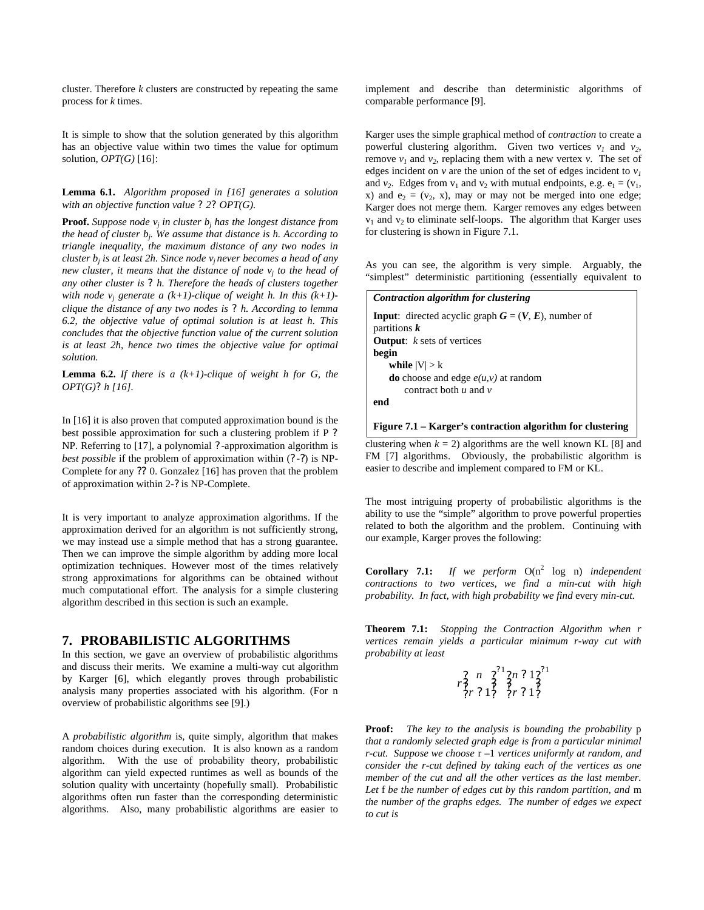cluster. Therefore $k$ clusters are constructed by repeating the same process for $k$ times.

It is simple to show that the solution generated by this algorithm has an objective value within two times the value for optimum solution, $OPT(G)$ [16]:

**Lemma 6.1.** *Algorithm proposed in [16] generates a solution with an objective function value ? 2? OPT(G).*

**Proof.** *Suppose node $v_j$ in cluster $b_j$ has the longest distance from the head of cluster $b_j$. We assume that distance is h. According to triangle inequality, the maximum distance of any two nodes in cluster $b_j$ is at least 2h. Since node $v_j$ never becomes a head of any new cluster, it means that the distance of node $v_j$ to the head of any other cluster is ? h. Therefore the heads of clusters together with node $v_j$ generate a (k+1)-clique of weight h. In this (k+1)-clique the distance of any two nodes is ? h. According to lemma 6.2, the objective value of optimal solution is at least h. This concludes that the objective function value of the current solution is at least 2h, hence two times the objective value for optimal solution.*

**Lemma 6.2.** *If there is a (k+1)-clique of weight h for G, the OPT(G)? h [16].*

In [16] it is also proven that computed approximation bound is the best possible approximation for such a clustering problem if P ? NP. Referring to [17], a polynomial ?-approximation algorithm is *best possible* if the problem of approximation within (?-?) is NP-Complete for any ?? 0. Gonzalez [16] has proven that the problem of approximation within 2-? is NP-Complete.

It is very important to analyze approximation algorithms. If the approximation derived for an algorithm is not sufficiently strong, we may instead use a simple method that has a strong guarantee. Then we can improve the simple algorithm by adding more local optimization techniques. However most of the times relatively strong approximations for algorithms can be obtained without much computational effort. The analysis for a simple clustering algorithm described in this section is such an example.

## 7. PROBABILISTIC ALGORITHMS

In this section, we gave an overview of probabilistic algorithms and discuss their merits. We examine a multi-way cut algorithm by Karger [6], which elegantly proves through probabilistic analysis many properties associated with his algorithm. (For n overview of probabilistic algorithms see [9].)

A *probabilistic algorithm* is, quite simply, algorithm that makes random choices during execution. It is also known as a random algorithm. With the use of probability theory, probabilistic algorithm can yield expected runtimes as well as bounds of the solution quality with uncertainty (hopefully small). Probabilistic algorithms often run faster than the corresponding deterministic algorithms. Also, many probabilistic algorithms are easier to implement and describe than deterministic algorithms of comparable performance [9].

Karger uses the simple graphical method of *contraction* to create a powerful clustering algorithm. Given two vertices $v_1$ and $v_2$, remove $v_1$ and $v_2$, replacing them with a new vertex $v$. The set of edges incident on $v$ are the union of the set of edges incident to $v_1$ and $v_2$. Edges from $v_1$ and $v_2$ with mutual endpoints, e.g. $e_1 = (v_1, x)$ and $e_2 = (v_2, x)$, may or may not be merged into one edge; Karger does not merge them. Karger removes any edges between $v_1$ and $v_2$ to eliminate self-loops. The algorithm that Karger uses for clustering is shown in Figure 7.1.

As you can see, the algorithm is very simple. Arguably, the "simplest" deterministic partitioning (essentially equivalent to clustering when $k = 2$) algorithms are the well known KL [8] and FM [7] algorithms. Obviously, the probabilistic algorithm is easier to describe and implement compared to FM or KL.

```
Contraction algorithm for clustering

Input: directed acyclic graph G = (V, E), number of
partitions k
Output: k sets of vertices
begin
    while |V| > k
    do choose and edge e(u,v) at random
        contract both u and v
end
```

**Figure 7.1 – Karger's contraction algorithm for clustering**

The most intriguing property of probabilistic algorithms is the ability to use the "simple" algorithm to prove powerful properties related to both the algorithm and the problem. Continuing with our example, Karger proves the following:

**Corollary 7.1:** *If we perform* $O(n^2 \log n)$ *independent contractions to two vertices, we find a min-cut with high probability. In fact, with high probability we find* every *min-cut.*

**Theorem 7.1:** *Stopping the Contraction Algorithm when r vertices remain yields a particular minimum r-way cut with probability at least*

$$r\binom{n}{r-1}^{-1}\binom{n-1}{r-1}^{-1}$$

**Proof:** *The key to the analysis is bounding the probability* p *that a randomly selected graph edge is from a particular minimal r-cut. Suppose we choose* r –1 *vertices uniformly at random, and consider the r-cut defined by taking each of the vertices as one member of the cut and all the other vertices as the last member. Let* f *be the number of edges cut by this random partition, and* m *the number of the graphs edges. The number of edges we expect to cut is*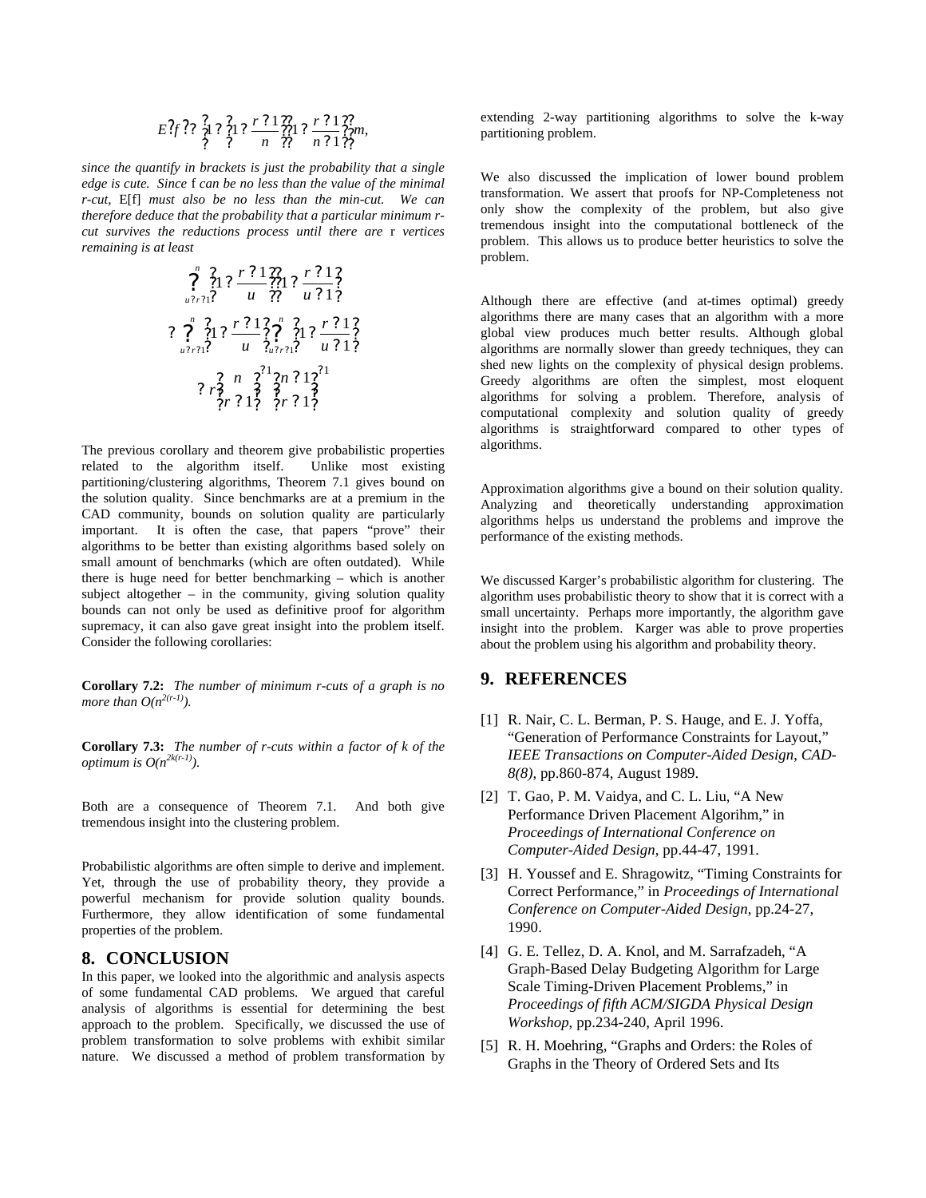$$E[f] \geq \left(1 - \left(1 - \frac{r-1}{n}\right)\left(1 - \frac{r-1}{n-1}\right)\right)m,$$

*since the quantify in brackets is just the probability that a single edge is cute. Since* f *can be no less than the value of the minimal r-cut,* E[f] *must also be no less than the min-cut. We can therefore deduce that the probability that a particular minimum r-cut survives the reductions process until there are* r *vertices remaining is at least*

$$\prod_{u=r+1}^{n}\left(1 - \frac{r-1}{u}\right)\left(1 - \frac{r-1}{u-1}\right)$$

$$= \prod_{u=r+1}^{n}\left(1 - \frac{r-1}{u}\right)\prod_{u=r+1}^{n}\left(1 - \frac{r-1}{u-1}\right)$$

$$\geq r\binom{n}{r-1}^{-1}\binom{n-1}{r-1}^{-1}$$

The previous corollary and theorem give probabilistic properties related to the algorithm itself. Unlike most existing partitioning/clustering algorithms, Theorem 7.1 gives bound on the solution quality. Since benchmarks are at a premium in the CAD community, bounds on solution quality are particularly important. It is often the case, that papers "prove" their algorithms to be better than existing algorithms based solely on small amount of benchmarks (which are often outdated). While there is huge need for better benchmarking – which is another subject altogether – in the community, giving solution quality bounds can not only be used as definitive proof for algorithm supremacy, it can also gave great insight into the problem itself. Consider the following corollaries:

**Corollary 7.2:** *The number of minimum r-cuts of a graph is no more than $O(n^{2(r-1)})$.*

**Corollary 7.3:** *The number of r-cuts within a factor of k of the optimum is $O(n^{2k(r-1)})$.*

Both are a consequence of Theorem 7.1. And both give tremendous insight into the clustering problem.

Probabilistic algorithms are often simple to derive and implement. Yet, through the use of probability theory, they provide a powerful mechanism for provide solution quality bounds. Furthermore, they allow identification of some fundamental properties of the problem.

## 8. CONCLUSION

In this paper, we looked into the algorithmic and analysis aspects of some fundamental CAD problems. We argued that careful analysis of algorithms is essential for determining the best approach to the problem. Specifically, we discussed the use of problem transformation to solve problems with exhibit similar nature. We discussed a method of problem transformation by extending 2-way partitioning algorithms to solve the k-way partitioning problem.

We also discussed the implication of lower bound problem transformation. We assert that proofs for NP-Completeness not only show the complexity of the problem, but also give tremendous insight into the computational bottleneck of the problem. This allows us to produce better heuristics to solve the problem.

Although there are effective (and at-times optimal) greedy algorithms there are many cases that an algorithm with a more global view produces much better results. Although global algorithms are normally slower than greedy techniques, they can shed new lights on the complexity of physical design problems. Greedy algorithms are often the simplest, most eloquent algorithms for solving a problem. Therefore, analysis of computational complexity and solution quality of greedy algorithms is straightforward compared to other types of algorithms.

Approximation algorithms give a bound on their solution quality. Analyzing and theoretically understanding approximation algorithms helps us understand the problems and improve the performance of the existing methods.

We discussed Karger's probabilistic algorithm for clustering. The algorithm uses probabilistic theory to show that it is correct with a small uncertainty. Perhaps more importantly, the algorithm gave insight into the problem. Karger was able to prove properties about the problem using his algorithm and probability theory.

## 9. REFERENCES

[1] R. Nair, C. L. Berman, P. S. Hauge, and E. J. Yoffa, "Generation of Performance Constraints for Layout," *IEEE Transactions on Computer-Aided Design, CAD-8(8)*, pp.860-874, August 1989.

[2] T. Gao, P. M. Vaidya, and C. L. Liu, "A New Performance Driven Placement Algorihm," in *Proceedings of International Conference on Computer-Aided Design*, pp.44-47, 1991.

[3] H. Youssef and E. Shragowitz, "Timing Constraints for Correct Performance," in *Proceedings of International Conference on Computer-Aided Design*, pp.24-27, 1990.

[4] G. E. Tellez, D. A. Knol, and M. Sarrafzadeh, "A Graph-Based Delay Budgeting Algorithm for Large Scale Timing-Driven Placement Problems," in *Proceedings of fifth ACM/SIGDA Physical Design Workshop*, pp.234-240, April 1996.

[5] R. H. Moehring, "Graphs and Orders: the Roles of Graphs in the Theory of Ordered Sets and Its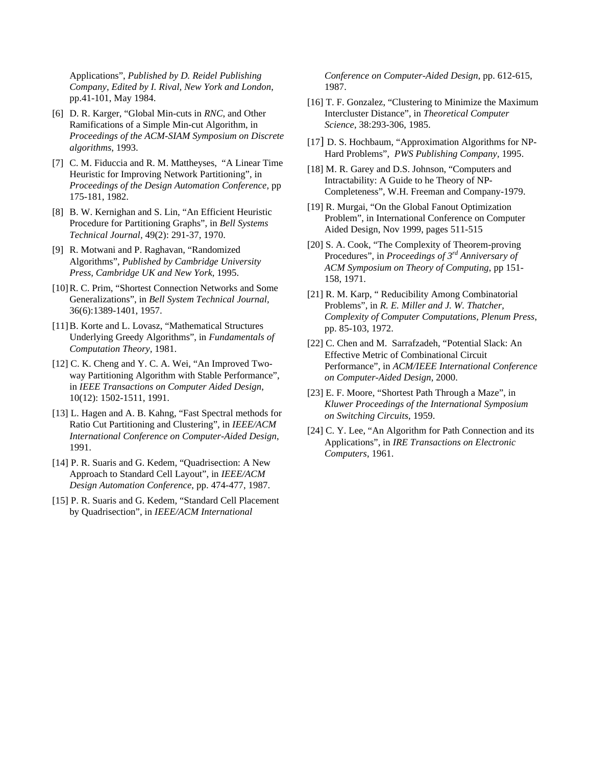Applications", *Published by D. Reidel Publishing Company, Edited by I. Rival, New York and London*, pp.41-101, May 1984.

[6] D. R. Karger, "Global Min-cuts in *RNC*, and Other Ramifications of a Simple Min-cut Algorithm, in *Proceedings of the ACM-SIAM Symposium on Discrete algorithms*, 1993.

[7] C. M. Fiduccia and R. M. Mattheyses, "A Linear Time Heuristic for Improving Network Partitioning", in *Proceedings of the Design Automation Conference*, pp 175-181, 1982.

[8] B. W. Kernighan and S. Lin, "An Efficient Heuristic Procedure for Partitioning Graphs", in *Bell Systems Technical Journal*, 49(2): 291-37, 1970.

[9] R. Motwani and P. Raghavan, "Randomized Algorithms", *Published by Cambridge University Press, Cambridge UK and New York*, 1995.

[10] R. C. Prim, "Shortest Connection Networks and Some Generalizations", in *Bell System Technical Journal*, 36(6):1389-1401, 1957.

[11] B. Korte and L. Lovasz, "Mathematical Structures Underlying Greedy Algorithms", in *Fundamentals of Computation Theory*, 1981.

[12] C. K. Cheng and Y. C. A. Wei, "An Improved Two-way Partitioning Algorithm with Stable Performance", in *IEEE Transactions on Computer Aided Design*, 10(12): 1502-1511, 1991.

[13] L. Hagen and A. B. Kahng, "Fast Spectral methods for Ratio Cut Partitioning and Clustering", in *IEEE/ACM International Conference on Computer-Aided Design*, 1991.

[14] P. R. Suaris and G. Kedem, "Quadrisection: A New Approach to Standard Cell Layout", in *IEEE/ACM Design Automation Conference*, pp. 474-477, 1987.

[15] P. R. Suaris and G. Kedem, "Standard Cell Placement by Quadrisection", in *IEEE/ACM International Conference on Computer-Aided Design*, pp. 612-615, 1987.

[16] T. F. Gonzalez, "Clustering to Minimize the Maximum Intercluster Distance", in *Theoretical Computer Science*, 38:293-306, 1985.

[17] D. S. Hochbaum, "Approximation Algorithms for NP-Hard Problems", *PWS Publishing Company*, 1995.

[18] M. R. Garey and D.S. Johnson, "Computers and Intractability: A Guide to he Theory of NP-Completeness", W.H. Freeman and Company-1979.

[19] R. Murgai, "On the Global Fanout Optimization Problem", in International Conference on Computer Aided Design, Nov 1999, pages 511-515

[20] S. A. Cook, "The Complexity of Theorem-proving Procedures", in *Proceedings of 3rd Anniversary of ACM Symposium on Theory of Computing*, pp 151-158, 1971.

[21] R. M. Karp, " Reducibility Among Combinatorial Problems", in *R. E. Miller and J. W. Thatcher, Complexity of Computer Computations, Plenum Press*, pp. 85-103, 1972.

[22] C. Chen and M. Sarrafzadeh, "Potential Slack: An Effective Metric of Combinational Circuit Performance", in *ACM/IEEE International Conference on Computer-Aided Design*, 2000.

[23] E. F. Moore, "Shortest Path Through a Maze", in *Kluwer Proceedings of the International Symposium on Switching Circuits*, 1959.

[24] C. Y. Lee, "An Algorithm for Path Connection and its Applications", in *IRE Transactions on Electronic Computers*, 1961.